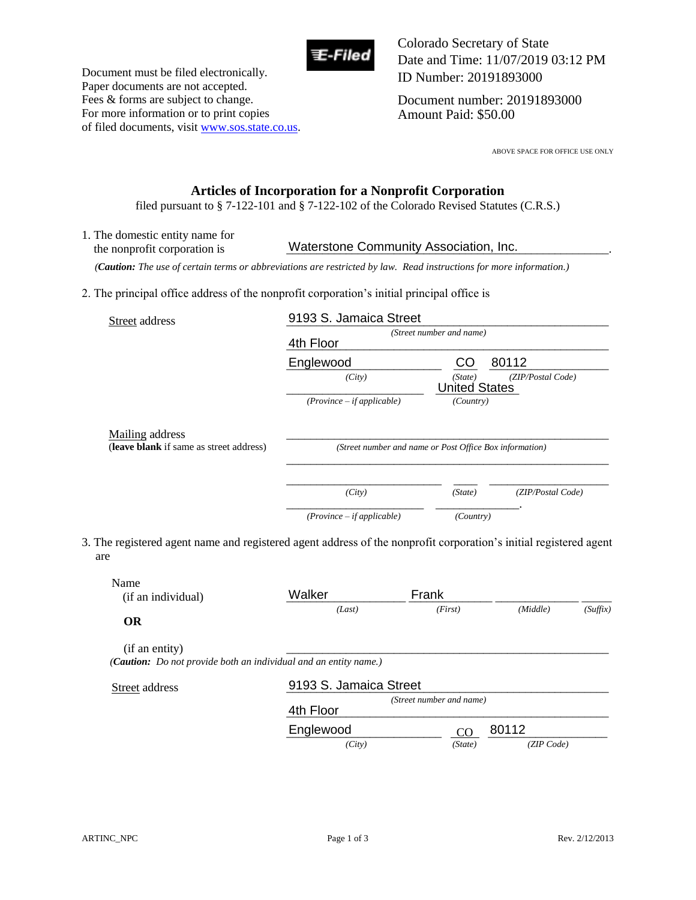Document must be filed electronically.
Paper documents are not accepted.
Fees & forms are subject to change.
For more information or to print copies of filed documents, visit www.sos.state.co.us.

E-Filed

Colorado Secretary of State
Date and Time: 11/07/2019 03:12 PM
ID Number: 20191893000

Document number: 20191893000
Amount Paid: $50.00

ABOVE SPACE FOR OFFICE USE ONLY

# Articles of Incorporation for a Nonprofit Corporation

filed pursuant to § 7-122-101 and § 7-122-102 of the Colorado Revised Statutes (C.R.S.)

1. The domestic entity name for the nonprofit corporation is Waterstone Community Association, Inc.

*(**Caution:** The use of certain terms or abbreviations are restricted by law. Read instructions for more information.)*

2. The principal office address of the nonprofit corporation's initial principal office is

**Street address**

9193 S. Jamaica Street
*(Street number and name)*
4th Floor
Englewood *(City)* CO *(State)* 80112 *(ZIP/Postal Code)*
*(Province – if applicable)* United States *(Country)*

**Mailing address**
(**leave blank** if same as street address)

*(Street number and name or Post Office Box information)*
*(City)* *(State)* *(ZIP/Postal Code)*
*(Province – if applicable)* *(Country)*

3. The registered agent name and registered agent address of the nonprofit corporation's initial registered agent are

Name (if an individual): Walker *(Last)* Frank *(First)* *(Middle)* *(Suffix)*

**OR**

(if an entity)

*(**Caution:** Do not provide both an individual and an entity name.)*

**Street address**

9193 S. Jamaica Street
*(Street number and name)*
4th Floor
Englewood *(City)* CO *(State)* 80112 *(ZIP Code)*

ARTINC_NPC Rev. 2/12/2013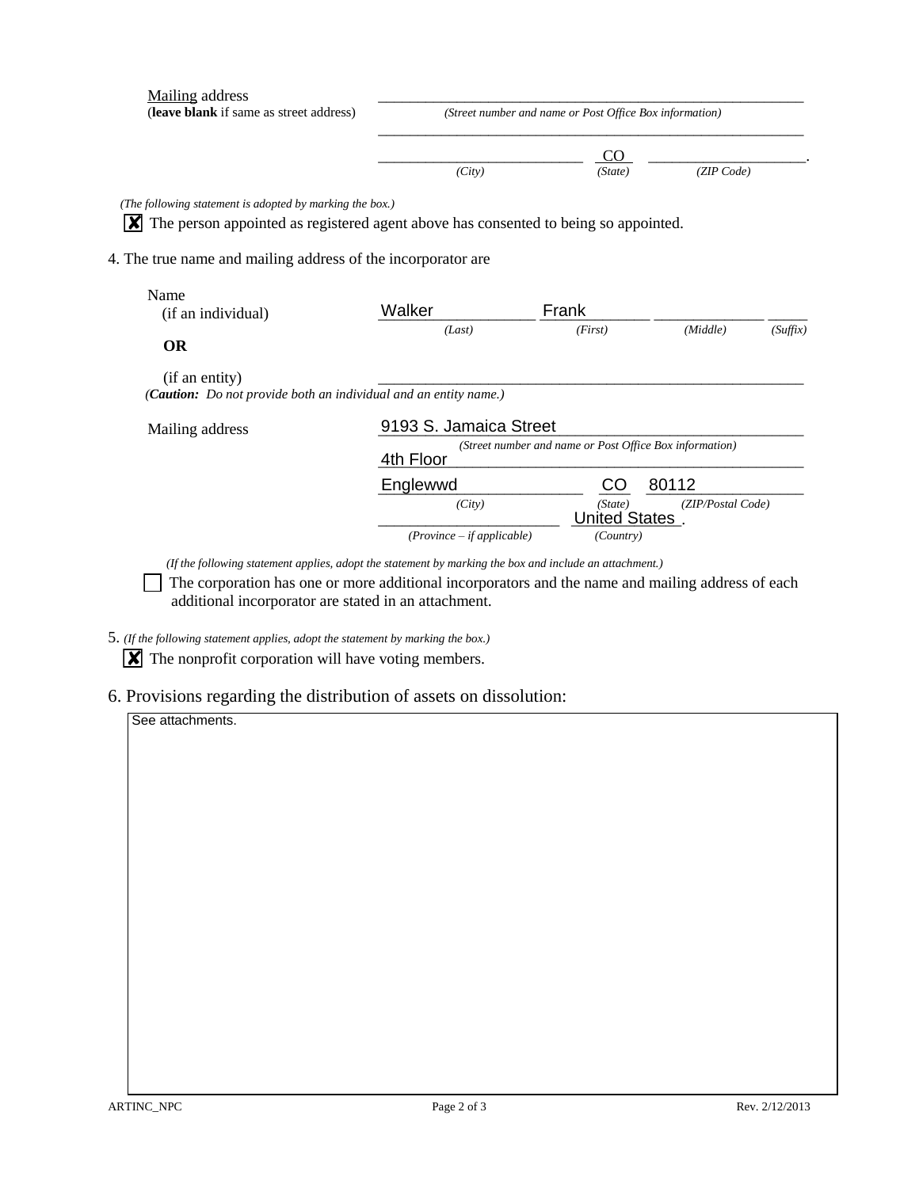Mailing address
(**leave blank** if same as street address)

_______________________________________________
*(Street number and name or Post Office Box information)*

_______________________________________________

_______________________ CO _______________________.
*(City)* *(State)* *(ZIP Code)*

*(The following statement is adopted by marking the box.)*

☒ The person appointed as registered agent above has consented to being so appointed.

4. The true name and mailing address of the incorporator are

Name
(if an individual)

| Walker | Frank | | |
|---|---|---|---|
| *(Last)* | *(First)* | *(Middle)* | *(Suffix)* |

**OR**

(if an entity) _______________________________________________

*(**Caution:** Do not provide both an individual and an entity name.)*

Mailing address

9193 S. Jamaica Street
*(Street number and name or Post Office Box information)*
4th Floor

Englewwd CO 80112
*(City)* *(State)* *(ZIP/Postal Code)*

_______________________ United States.
*(Province – if applicable)* *(Country)*

*(If the following statement applies, adopt the statement by marking the box and include an attachment.)*

☐ The corporation has one or more additional incorporators and the name and mailing address of each additional incorporator are stated in an attachment.

5. *(If the following statement applies, adopt the statement by marking the box.)*

☒ The nonprofit corporation will have voting members.

6. Provisions regarding the distribution of assets on dissolution:

See attachments.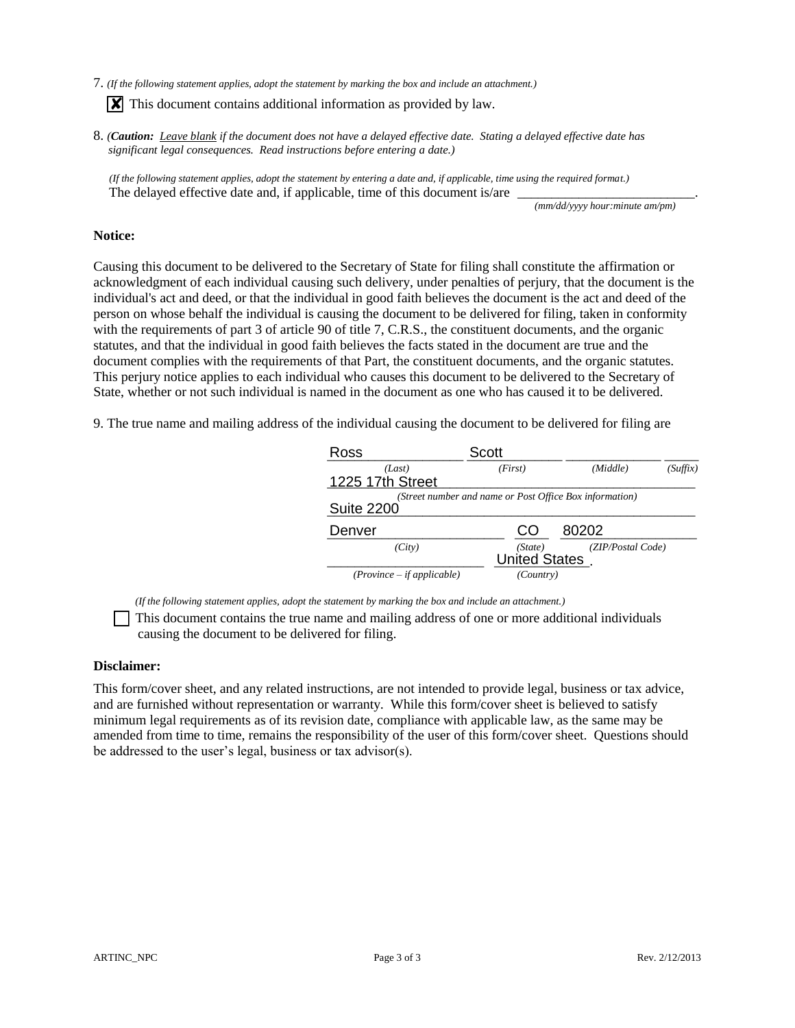7. *(If the following statement applies, adopt the statement by marking the box and include an attachment.)*

☒ This document contains additional information as provided by law.

8. ***(Caution:** Leave blank if the document does not have a delayed effective date. Stating a delayed effective date has significant legal consequences. Read instructions before entering a date.)*

*(If the following statement applies, adopt the statement by entering a date and, if applicable, time using the required format.)*
The delayed effective date and, if applicable, time of this document is/are ___________________________.
*(mm/dd/yyyy hour:minute am/pm)*

**Notice:**

Causing this document to be delivered to the Secretary of State for filing shall constitute the affirmation or acknowledgment of each individual causing such delivery, under penalties of perjury, that the document is the individual's act and deed, or that the individual in good faith believes the document is the act and deed of the person on whose behalf the individual is causing the document to be delivered for filing, taken in conformity with the requirements of part 3 of article 90 of title 7, C.R.S., the constituent documents, and the organic statutes, and that the individual in good faith believes the facts stated in the document are true and the document complies with the requirements of that Part, the constituent documents, and the organic statutes. This perjury notice applies to each individual who causes this document to be delivered to the Secretary of State, whether or not such individual is named in the document as one who has caused it to be delivered.

9. The true name and mailing address of the individual causing the document to be delivered for filing are

| Ross | Scott | | |
|---|---|---|---|
| *(Last)* | *(First)* | *(Middle)* | *(Suffix)* |

1225 17th Street
*(Street number and name or Post Office Box information)*
Suite 2200

| Denver | CO | 80202 |
|---|---|---|
| *(City)* | *(State)* | *(ZIP/Postal Code)* |

| | United States |
|---|---|
| *(Province – if applicable)* | *(Country)* |

*(If the following statement applies, adopt the statement by marking the box and include an attachment.)*

☐ This document contains the true name and mailing address of one or more additional individuals causing the document to be delivered for filing.

**Disclaimer:**

This form/cover sheet, and any related instructions, are not intended to provide legal, business or tax advice, and are furnished without representation or warranty. While this form/cover sheet is believed to satisfy minimum legal requirements as of its revision date, compliance with applicable law, as the same may be amended from time to time, remains the responsibility of the user of this form/cover sheet. Questions should be addressed to the user's legal, business or tax advisor(s).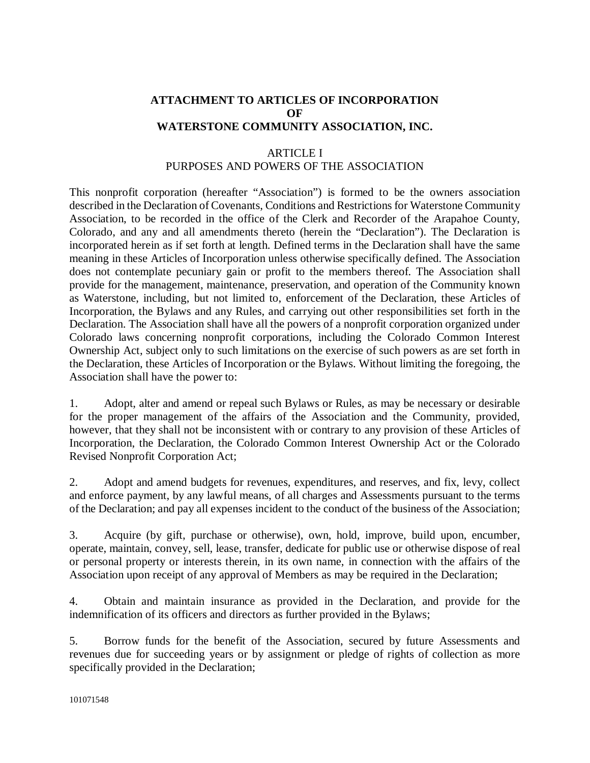**ATTACHMENT TO ARTICLES OF INCORPORATION OF WATERSTONE COMMUNITY ASSOCIATION, INC.**

## ARTICLE I
## PURPOSES AND POWERS OF THE ASSOCIATION

This nonprofit corporation (hereafter "Association") is formed to be the owners association described in the Declaration of Covenants, Conditions and Restrictions for Waterstone Community Association, to be recorded in the office of the Clerk and Recorder of the Arapahoe County, Colorado, and any and all amendments thereto (herein the "Declaration"). The Declaration is incorporated herein as if set forth at length. Defined terms in the Declaration shall have the same meaning in these Articles of Incorporation unless otherwise specifically defined. The Association does not contemplate pecuniary gain or profit to the members thereof. The Association shall provide for the management, maintenance, preservation, and operation of the Community known as Waterstone, including, but not limited to, enforcement of the Declaration, these Articles of Incorporation, the Bylaws and any Rules, and carrying out other responsibilities set forth in the Declaration. The Association shall have all the powers of a nonprofit corporation organized under Colorado laws concerning nonprofit corporations, including the Colorado Common Interest Ownership Act, subject only to such limitations on the exercise of such powers as are set forth in the Declaration, these Articles of Incorporation or the Bylaws. Without limiting the foregoing, the Association shall have the power to:

1. Adopt, alter and amend or repeal such Bylaws or Rules, as may be necessary or desirable for the proper management of the affairs of the Association and the Community, provided, however, that they shall not be inconsistent with or contrary to any provision of these Articles of Incorporation, the Declaration, the Colorado Common Interest Ownership Act or the Colorado Revised Nonprofit Corporation Act;

2. Adopt and amend budgets for revenues, expenditures, and reserves, and fix, levy, collect and enforce payment, by any lawful means, of all charges and Assessments pursuant to the terms of the Declaration; and pay all expenses incident to the conduct of the business of the Association;

3. Acquire (by gift, purchase or otherwise), own, hold, improve, build upon, encumber, operate, maintain, convey, sell, lease, transfer, dedicate for public use or otherwise dispose of real or personal property or interests therein, in its own name, in connection with the affairs of the Association upon receipt of any approval of Members as may be required in the Declaration;

4. Obtain and maintain insurance as provided in the Declaration, and provide for the indemnification of its officers and directors as further provided in the Bylaws;

5. Borrow funds for the benefit of the Association, secured by future Assessments and revenues due for succeeding years or by assignment or pledge of rights of collection as more specifically provided in the Declaration;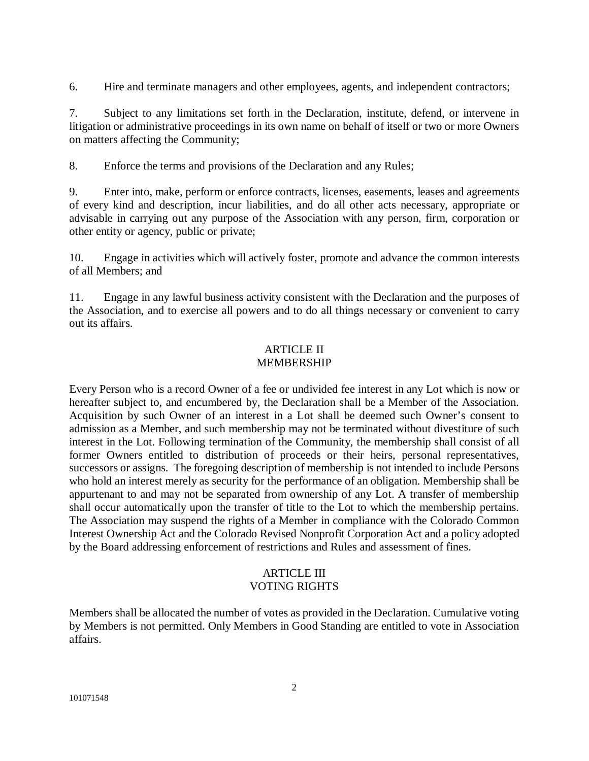6. Hire and terminate managers and other employees, agents, and independent contractors;

7. Subject to any limitations set forth in the Declaration, institute, defend, or intervene in litigation or administrative proceedings in its own name on behalf of itself or two or more Owners on matters affecting the Community;

8. Enforce the terms and provisions of the Declaration and any Rules;

9. Enter into, make, perform or enforce contracts, licenses, easements, leases and agreements of every kind and description, incur liabilities, and do all other acts necessary, appropriate or advisable in carrying out any purpose of the Association with any person, firm, corporation or other entity or agency, public or private;

10. Engage in activities which will actively foster, promote and advance the common interests of all Members; and

11. Engage in any lawful business activity consistent with the Declaration and the purposes of the Association, and to exercise all powers and to do all things necessary or convenient to carry out its affairs.

## ARTICLE II
## MEMBERSHIP

Every Person who is a record Owner of a fee or undivided fee interest in any Lot which is now or hereafter subject to, and encumbered by, the Declaration shall be a Member of the Association. Acquisition by such Owner of an interest in a Lot shall be deemed such Owner's consent to admission as a Member, and such membership may not be terminated without divestiture of such interest in the Lot. Following termination of the Community, the membership shall consist of all former Owners entitled to distribution of proceeds or their heirs, personal representatives, successors or assigns. The foregoing description of membership is not intended to include Persons who hold an interest merely as security for the performance of an obligation. Membership shall be appurtenant to and may not be separated from ownership of any Lot. A transfer of membership shall occur automatically upon the transfer of title to the Lot to which the membership pertains. The Association may suspend the rights of a Member in compliance with the Colorado Common Interest Ownership Act and the Colorado Revised Nonprofit Corporation Act and a policy adopted by the Board addressing enforcement of restrictions and Rules and assessment of fines.

## ARTICLE III
## VOTING RIGHTS

Members shall be allocated the number of votes as provided in the Declaration. Cumulative voting by Members is not permitted. Only Members in Good Standing are entitled to vote in Association affairs.

101071548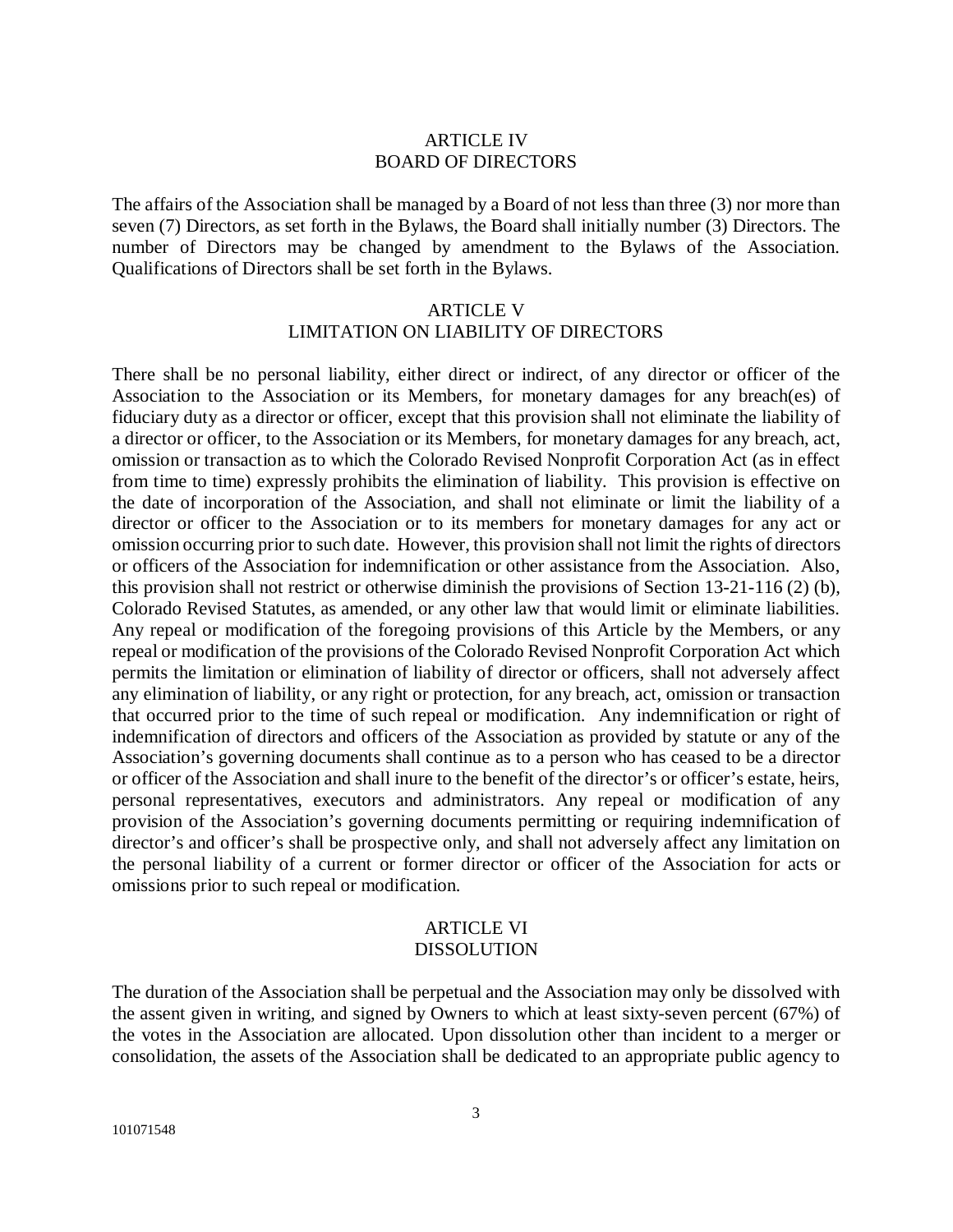## ARTICLE IV
## BOARD OF DIRECTORS

The affairs of the Association shall be managed by a Board of not less than three (3) nor more than seven (7) Directors, as set forth in the Bylaws, the Board shall initially number (3) Directors. The number of Directors may be changed by amendment to the Bylaws of the Association. Qualifications of Directors shall be set forth in the Bylaws.

## ARTICLE V
## LIMITATION ON LIABILITY OF DIRECTORS

There shall be no personal liability, either direct or indirect, of any director or officer of the Association to the Association or its Members, for monetary damages for any breach(es) of fiduciary duty as a director or officer, except that this provision shall not eliminate the liability of a director or officer, to the Association or its Members, for monetary damages for any breach, act, omission or transaction as to which the Colorado Revised Nonprofit Corporation Act (as in effect from time to time) expressly prohibits the elimination of liability. This provision is effective on the date of incorporation of the Association, and shall not eliminate or limit the liability of a director or officer to the Association or to its members for monetary damages for any act or omission occurring prior to such date. However, this provision shall not limit the rights of directors or officers of the Association for indemnification or other assistance from the Association. Also, this provision shall not restrict or otherwise diminish the provisions of Section 13-21-116 (2) (b), Colorado Revised Statutes, as amended, or any other law that would limit or eliminate liabilities. Any repeal or modification of the foregoing provisions of this Article by the Members, or any repeal or modification of the provisions of the Colorado Revised Nonprofit Corporation Act which permits the limitation or elimination of liability of director or officers, shall not adversely affect any elimination of liability, or any right or protection, for any breach, act, omission or transaction that occurred prior to the time of such repeal or modification. Any indemnification or right of indemnification of directors and officers of the Association as provided by statute or any of the Association's governing documents shall continue as to a person who has ceased to be a director or officer of the Association and shall inure to the benefit of the director's or officer's estate, heirs, personal representatives, executors and administrators. Any repeal or modification of any provision of the Association's governing documents permitting or requiring indemnification of director's and officer's shall be prospective only, and shall not adversely affect any limitation on the personal liability of a current or former director or officer of the Association for acts or omissions prior to such repeal or modification.

## ARTICLE VI
## DISSOLUTION

The duration of the Association shall be perpetual and the Association may only be dissolved with the assent given in writing, and signed by Owners to which at least sixty-seven percent (67%) of the votes in the Association are allocated. Upon dissolution other than incident to a merger or consolidation, the assets of the Association shall be dedicated to an appropriate public agency to

101071548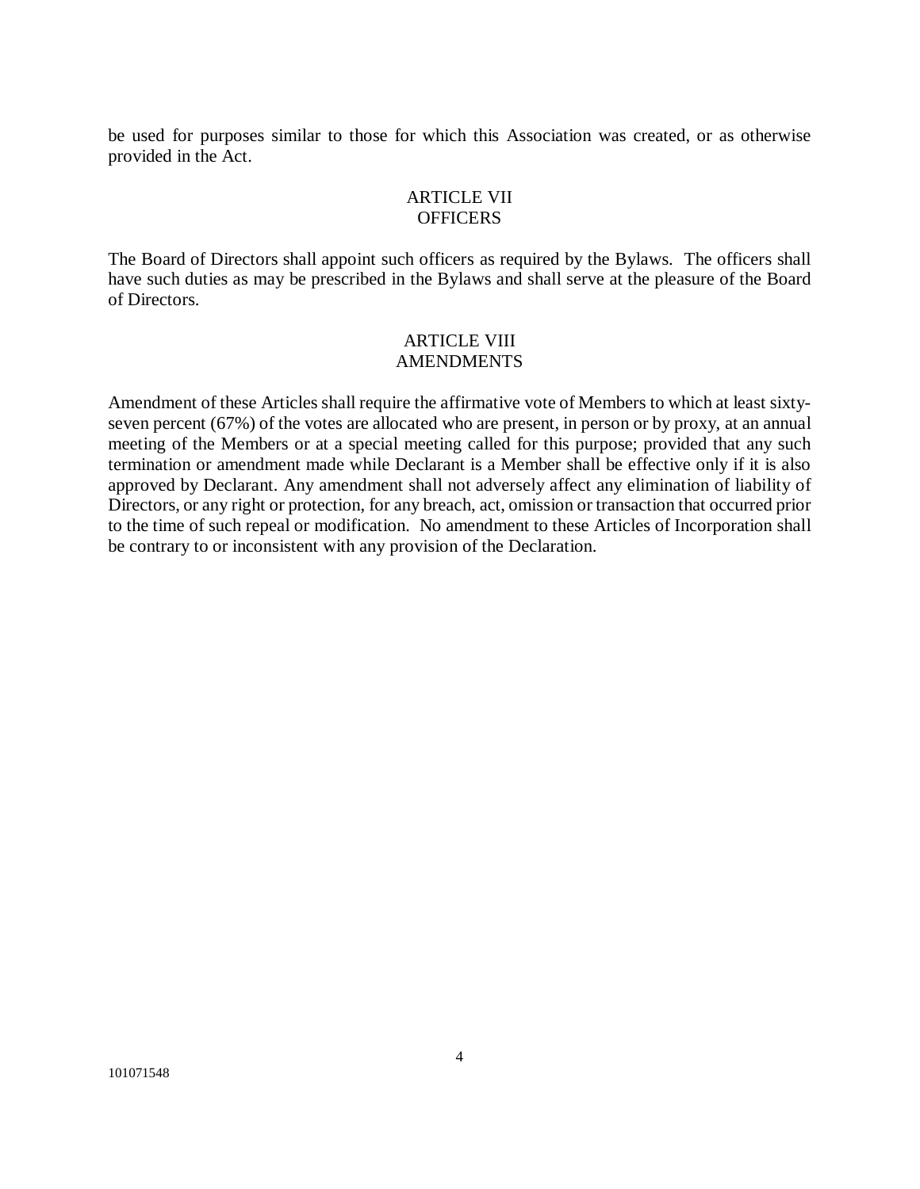be used for purposes similar to those for which this Association was created, or as otherwise provided in the Act.

## ARTICLE VII
## OFFICERS

The Board of Directors shall appoint such officers as required by the Bylaws. The officers shall have such duties as may be prescribed in the Bylaws and shall serve at the pleasure of the Board of Directors.

## ARTICLE VIII
## AMENDMENTS

Amendment of these Articles shall require the affirmative vote of Members to which at least sixty-seven percent (67%) of the votes are allocated who are present, in person or by proxy, at an annual meeting of the Members or at a special meeting called for this purpose; provided that any such termination or amendment made while Declarant is a Member shall be effective only if it is also approved by Declarant. Any amendment shall not adversely affect any elimination of liability of Directors, or any right or protection, for any breach, act, omission or transaction that occurred prior to the time of such repeal or modification. No amendment to these Articles of Incorporation shall be contrary to or inconsistent with any provision of the Declaration.

101071548